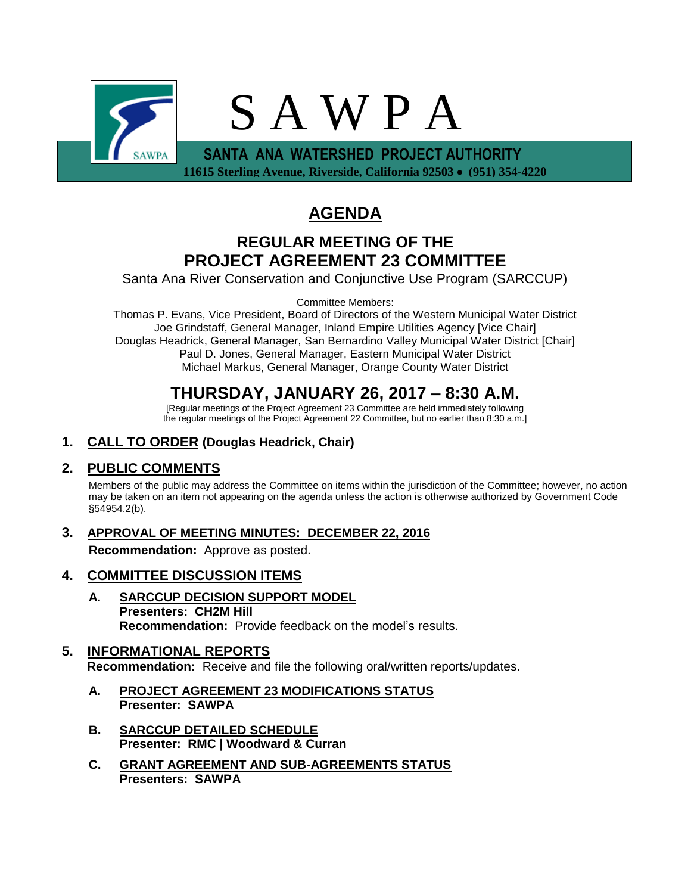# S A W P A

**SANTA ANA WATERSHED PROJECT AUTHORITY**
**11615 Sterling Avenue, Riverside, California 92503 • (951) 354-4220**

# AGENDA

## REGULAR MEETING OF THE PROJECT AGREEMENT 23 COMMITTEE

Santa Ana River Conservation and Conjunctive Use Program (SARCCUP)

Committee Members:
Thomas P. Evans, Vice President, Board of Directors of the Western Municipal Water District
Joe Grindstaff, General Manager, Inland Empire Utilities Agency [Vice Chair]
Douglas Headrick, General Manager, San Bernardino Valley Municipal Water District [Chair]
Paul D. Jones, General Manager, Eastern Municipal Water District
Michael Markus, General Manager, Orange County Water District

## THURSDAY, JANUARY 26, 2017 – 8:30 A.M.

[Regular meetings of the Project Agreement 23 Committee are held immediately following the regular meetings of the Project Agreement 22 Committee, but no earlier than 8:30 a.m.]

1. **CALL TO ORDER (Douglas Headrick, Chair)**

2. **PUBLIC COMMENTS**

   Members of the public may address the Committee on items within the jurisdiction of the Committee; however, no action may be taken on an item not appearing on the agenda unless the action is otherwise authorized by Government Code §54954.2(b).

3. **APPROVAL OF MEETING MINUTES: DECEMBER 22, 2016**

   **Recommendation:** Approve as posted.

4. **COMMITTEE DISCUSSION ITEMS**

   A. **SARCCUP DECISION SUPPORT MODEL**
   **Presenters: CH2M Hill**
   **Recommendation:** Provide feedback on the model's results.

5. **INFORMATIONAL REPORTS**

   **Recommendation:** Receive and file the following oral/written reports/updates.

   A. **PROJECT AGREEMENT 23 MODIFICATIONS STATUS**
   **Presenter: SAWPA**

   B. **SARCCUP DETAILED SCHEDULE**
   **Presenter: RMC | Woodward & Curran**

   C. **GRANT AGREEMENT AND SUB-AGREEMENTS STATUS**
   **Presenters: SAWPA**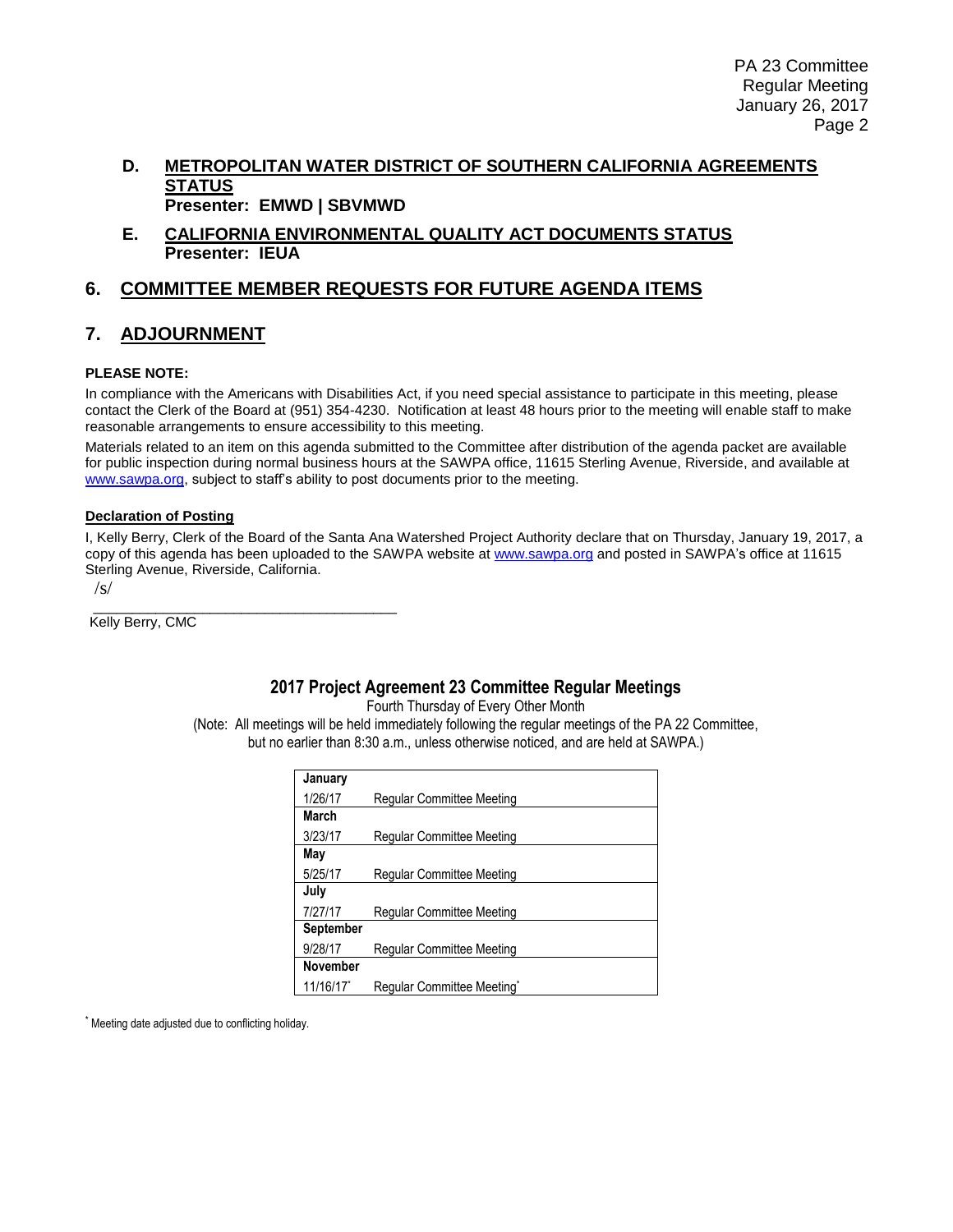**D. METROPOLITAN WATER DISTRICT OF SOUTHERN CALIFORNIA AGREEMENTS STATUS**
**Presenter: EMWD | SBVMWD**

**E. CALIFORNIA ENVIRONMENTAL QUALITY ACT DOCUMENTS STATUS**
**Presenter: IEUA**

## 6. COMMITTEE MEMBER REQUESTS FOR FUTURE AGENDA ITEMS

## 7. ADJOURNMENT

**PLEASE NOTE:**

In compliance with the Americans with Disabilities Act, if you need special assistance to participate in this meeting, please contact the Clerk of the Board at (951) 354-4230. Notification at least 48 hours prior to the meeting will enable staff to make reasonable arrangements to ensure accessibility to this meeting.

Materials related to an item on this agenda submitted to the Committee after distribution of the agenda packet are available for public inspection during normal business hours at the SAWPA office, 11615 Sterling Avenue, Riverside, and available at www.sawpa.org, subject to staff's ability to post documents prior to the meeting.

**Declaration of Posting**

I, Kelly Berry, Clerk of the Board of the Santa Ana Watershed Project Authority declare that on Thursday, January 19, 2017, a copy of this agenda has been uploaded to the SAWPA website at www.sawpa.org and posted in SAWPA's office at 11615 Sterling Avenue, Riverside, California.

/s/

_______________________________________

Kelly Berry, CMC

### 2017 Project Agreement 23 Committee Regular Meetings

Fourth Thursday of Every Other Month

(Note: All meetings will be held immediately following the regular meetings of the PA 22 Committee, but no earlier than 8:30 a.m., unless otherwise noticed, and are held at SAWPA.)

| | |
|---|---|
| **January** | |
| 1/26/17 | Regular Committee Meeting |
| **March** | |
| 3/23/17 | Regular Committee Meeting |
| **May** | |
| 5/25/17 | Regular Committee Meeting |
| **July** | |
| 7/27/17 | Regular Committee Meeting |
| **September** | |
| 9/28/17 | Regular Committee Meeting |
| **November** | |
| 11/16/17* | Regular Committee Meeting* |

\* Meeting date adjusted due to conflicting holiday.